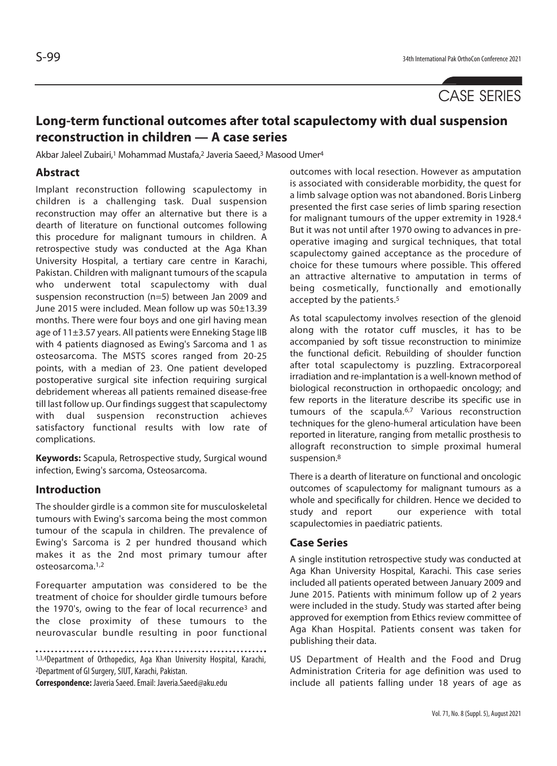CASE SERIES

# Long-term functional outcomes after total scapulectomy with dual suspension reconstruction in children — A case series

Akbar Jaleel Zubairi,[1] Mohammad Mustafa,[2] Javeria Saeed,[3] Masood Umer[4]

## Abstract

Implant reconstruction following scapulectomy in children is a challenging task. Dual suspension reconstruction may offer an alternative but there is a dearth of literature on functional outcomes following this procedure for malignant tumours in children. A retrospective study was conducted at the Aga Khan University Hospital, a tertiary care centre in Karachi, Pakistan. Children with malignant tumours of the scapula who underwent total scapulectomy with dual suspension reconstruction (n=5) between Jan 2009 and June 2015 were included. Mean follow up was 50±13.39 months. There were four boys and one girl having mean age of 11±3.57 years. All patients were Enneking Stage IIB with 4 patients diagnosed as Ewing's Sarcoma and 1 as osteosarcoma. The MSTS scores ranged from 20-25 points, with a median of 23. One patient developed postoperative surgical site infection requiring surgical debridement whereas all patients remained disease-free till last follow up. Our findings suggest that scapulectomy with dual suspension reconstruction achieves satisfactory functional results with low rate of complications.

**Keywords:** Scapula, Retrospective study, Surgical wound infection, Ewing's sarcoma, Osteosarcoma.

## Introduction

The shoulder girdle is a common site for musculoskeletal tumours with Ewing's sarcoma being the most common tumour of the scapula in children. The prevalence of Ewing's Sarcoma is 2 per hundred thousand which makes it as the 2nd most primary tumour after osteosarcoma.[1,2]

Forequarter amputation was considered to be the treatment of choice for shoulder girdle tumours before the 1970's, owing to the fear of local recurrence[3] and the close proximity of these tumours to the neurovascular bundle resulting in poor functional outcomes with local resection. However as amputation is associated with considerable morbidity, the quest for a limb salvage option was not abandoned. Boris Linberg presented the first case series of limb sparing resection for malignant tumours of the upper extremity in 1928.[4] But it was not until after 1970 owing to advances in pre-operative imaging and surgical techniques, that total scapulectomy gained acceptance as the procedure of choice for these tumours where possible. This offered an attractive alternative to amputation in terms of being cosmetically, functionally and emotionally accepted by the patients.[5]

As total scapulectomy involves resection of the glenoid along with the rotator cuff muscles, it has to be accompanied by soft tissue reconstruction to minimize the functional deficit. Rebuilding of shoulder function after total scapulectomy is puzzling. Extracorporeal irradiation and re-implantation is a well-known method of biological reconstruction in orthopaedic oncology; and few reports in the literature describe its specific use in tumours of the scapula.[6,7] Various reconstruction techniques for the gleno-humeral articulation have been reported in literature, ranging from metallic prosthesis to allograft reconstruction to simple proximal humeral suspension.[8]

There is a dearth of literature on functional and oncologic outcomes of scapulectomy for malignant tumours as a whole and specifically for children. Hence we decided to study and report our experience with total scapulectomies in paediatric patients.

## Case Series

A single institution retrospective study was conducted at Aga Khan University Hospital, Karachi. This case series included all patients operated between January 2009 and June 2015. Patients with minimum follow up of 2 years were included in the study. Study was started after being approved for exemption from Ethics review committee of Aga Khan Hospital. Patients consent was taken for publishing their data.

US Department of Health and the Food and Drug Administration Criteria for age definition was used to include all patients falling under 18 years of age as

[1,3,4]Department of Orthopedics, Aga Khan University Hospital, Karachi, [2]Department of GI Surgery, SIUT, Karachi, Pakistan.

**Correspondence:** Javeria Saeed. Email: Javeria.Saeed@aku.edu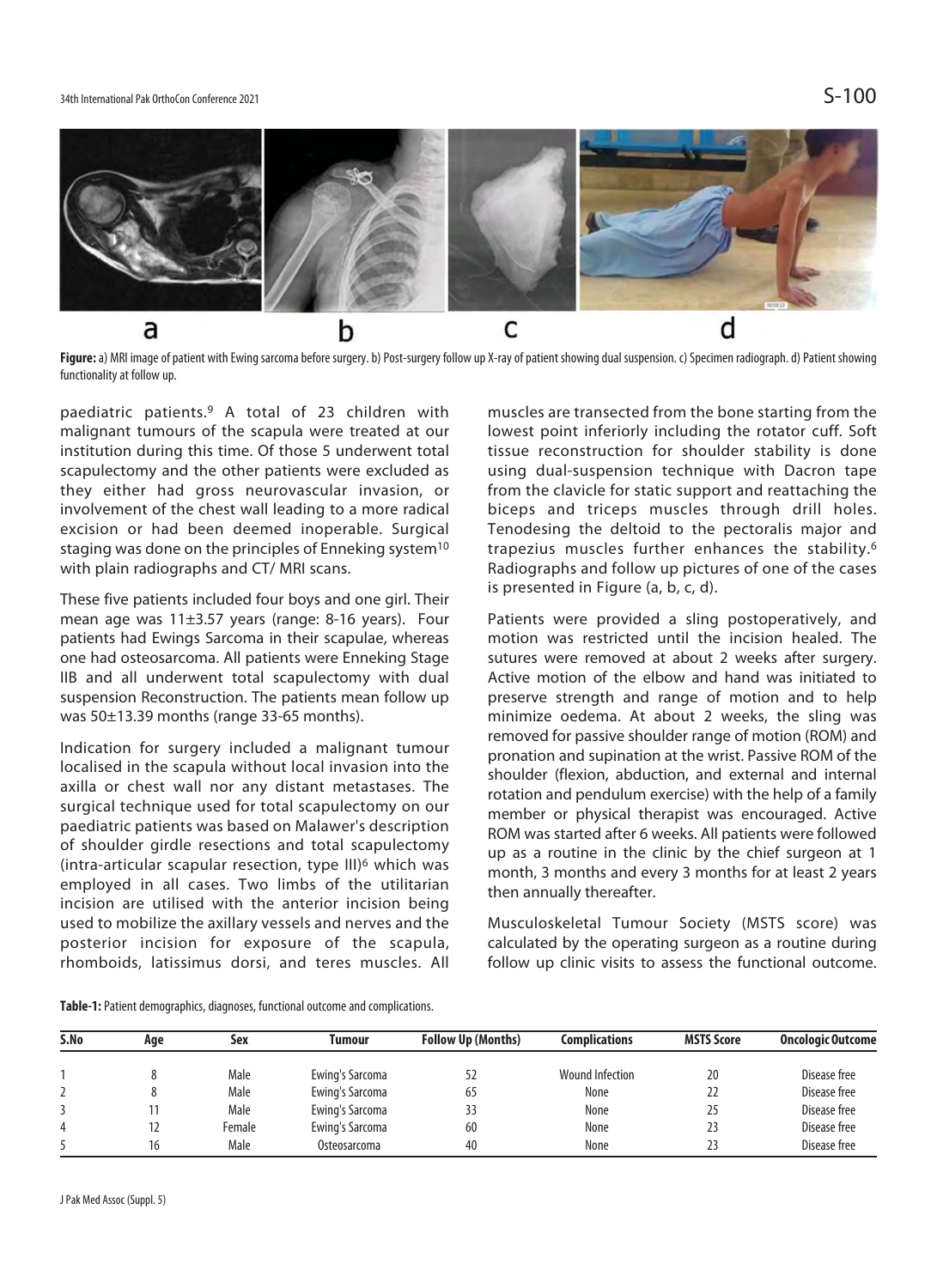**Figure:** a) MRI image of patient with Ewing sarcoma before surgery. b) Post-surgery follow up X-ray of patient showing dual suspension. c) Specimen radiograph. d) Patient showing functionality at follow up.

paediatric patients.[9] A total of 23 children with malignant tumours of the scapula were treated at our institution during this time. Of those 5 underwent total scapulectomy and the other patients were excluded as they either had gross neurovascular invasion, or involvement of the chest wall leading to a more radical excision or had been deemed inoperable. Surgical staging was done on the principles of Enneking system[10] with plain radiographs and CT/ MRI scans.

These five patients included four boys and one girl. Their mean age was 11±3.57 years (range: 8-16 years). Four patients had Ewings Sarcoma in their scapulae, whereas one had osteosarcoma. All patients were Enneking Stage IIB and all underwent total scapulectomy with dual suspension Reconstruction. The patients mean follow up was 50±13.39 months (range 33-65 months).

Indication for surgery included a malignant tumour localised in the scapula without local invasion into the axilla or chest wall nor any distant metastases. The surgical technique used for total scapulectomy on our paediatric patients was based on Malawer's description of shoulder girdle resections and total scapulectomy (intra-articular scapular resection, type III)[6] which was employed in all cases. Two limbs of the utilitarian incision are utilised with the anterior incision being used to mobilize the axillary vessels and nerves and the posterior incision for exposure of the scapula, rhomboids, latissimus dorsi, and teres muscles. All muscles are transected from the bone starting from the lowest point inferiorly including the rotator cuff. Soft tissue reconstruction for shoulder stability is done using dual-suspension technique with Dacron tape from the clavicle for static support and reattaching the biceps and triceps muscles through drill holes. Tenodesing the deltoid to the pectoralis major and trapezius muscles further enhances the stability.[6] Radiographs and follow up pictures of one of the cases is presented in Figure (a, b, c, d).

Patients were provided a sling postoperatively, and motion was restricted until the incision healed. The sutures were removed at about 2 weeks after surgery. Active motion of the elbow and hand was initiated to preserve strength and range of motion and to help minimize oedema. At about 2 weeks, the sling was removed for passive shoulder range of motion (ROM) and pronation and supination at the wrist. Passive ROM of the shoulder (flexion, abduction, and external and internal rotation and pendulum exercise) with the help of a family member or physical therapist was encouraged. Active ROM was started after 6 weeks. All patients were followed up as a routine in the clinic by the chief surgeon at 1 month, 3 months and every 3 months for at least 2 years then annually thereafter.

Musculoskeletal Tumour Society (MSTS score) was calculated by the operating surgeon as a routine during follow up clinic visits to assess the functional outcome.

**Table-1:** Patient demographics, diagnoses, functional outcome and complications.

| S.No | Age | Sex | Tumour | Follow Up (Months) | Complications | MSTS Score | Oncologic Outcome |
|---|---|---|---|---|---|---|---|
| 1 | 8 | Male | Ewing's Sarcoma | 52 | Wound Infection | 20 | Disease free |
| 2 | 8 | Male | Ewing's Sarcoma | 65 | None | 22 | Disease free |
| 3 | 11 | Male | Ewing's Sarcoma | 33 | None | 25 | Disease free |
| 4 | 12 | Female | Ewing's Sarcoma | 60 | None | 23 | Disease free |
| 5 | 16 | Male | Osteosarcoma | 40 | None | 23 | Disease free |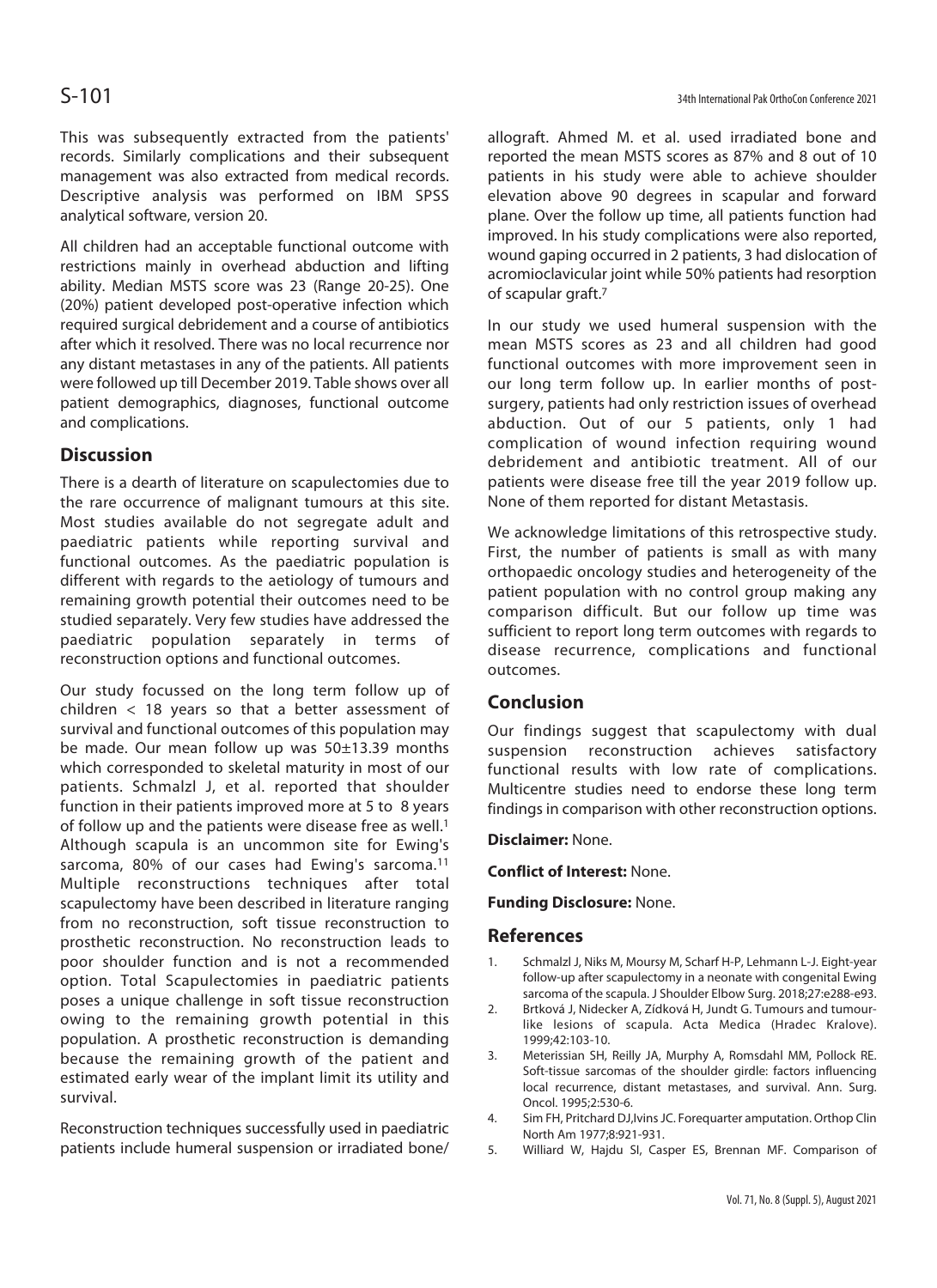This was subsequently extracted from the patients' records. Similarly complications and their subsequent management was also extracted from medical records. Descriptive analysis was performed on IBM SPSS analytical software, version 20.

All children had an acceptable functional outcome with restrictions mainly in overhead abduction and lifting ability. Median MSTS score was 23 (Range 20-25). One (20%) patient developed post-operative infection which required surgical debridement and a course of antibiotics after which it resolved. There was no local recurrence nor any distant metastases in any of the patients. All patients were followed up till December 2019. Table shows over all patient demographics, diagnoses, functional outcome and complications.

## Discussion

There is a dearth of literature on scapulectomies due to the rare occurrence of malignant tumours at this site. Most studies available do not segregate adult and paediatric patients while reporting survival and functional outcomes. As the paediatric population is different with regards to the aetiology of tumours and remaining growth potential their outcomes need to be studied separately. Very few studies have addressed the paediatric population separately in terms of reconstruction options and functional outcomes.

Our study focussed on the long term follow up of children < 18 years so that a better assessment of survival and functional outcomes of this population may be made. Our mean follow up was 50±13.39 months which corresponded to skeletal maturity in most of our patients. Schmalzl J, et al. reported that shoulder function in their patients improved more at 5 to 8 years of follow up and the patients were disease free as well.[1] Although scapula is an uncommon site for Ewing's sarcoma, 80% of our cases had Ewing's sarcoma.[11] Multiple reconstructions techniques after total scapulectomy have been described in literature ranging from no reconstruction, soft tissue reconstruction to prosthetic reconstruction. No reconstruction leads to poor shoulder function and is not a recommended option. Total Scapulectomies in paediatric patients poses a unique challenge in soft tissue reconstruction owing to the remaining growth potential in this population. A prosthetic reconstruction is demanding because the remaining growth of the patient and estimated early wear of the implant limit its utility and survival.

Reconstruction techniques successfully used in paediatric patients include humeral suspension or irradiated bone/ allograft. Ahmed M. et al. used irradiated bone and reported the mean MSTS scores as 87% and 8 out of 10 patients in his study were able to achieve shoulder elevation above 90 degrees in scapular and forward plane. Over the follow up time, all patients function had improved. In his study complications were also reported, wound gaping occurred in 2 patients, 3 had dislocation of acromioclavicular joint while 50% patients had resorption of scapular graft.[7]

In our study we used humeral suspension with the mean MSTS scores as 23 and all children had good functional outcomes with more improvement seen in our long term follow up. In earlier months of post-surgery, patients had only restriction issues of overhead abduction. Out of our 5 patients, only 1 had complication of wound infection requiring wound debridement and antibiotic treatment. All of our patients were disease free till the year 2019 follow up. None of them reported for distant Metastasis.

We acknowledge limitations of this retrospective study. First, the number of patients is small as with many orthopaedic oncology studies and heterogeneity of the patient population with no control group making any comparison difficult. But our follow up time was sufficient to report long term outcomes with regards to disease recurrence, complications and functional outcomes.

## Conclusion

Our findings suggest that scapulectomy with dual suspension reconstruction achieves satisfactory functional results with low rate of complications. Multicentre studies need to endorse these long term findings in comparison with other reconstruction options.

**Disclaimer:** None.

**Conflict of Interest:** None.

**Funding Disclosure:** None.

## References

1. Schmalzl J, Niks M, Moursy M, Scharf H-P, Lehmann L-J. Eight-year follow-up after scapulectomy in a neonate with congenital Ewing sarcoma of the scapula. J Shoulder Elbow Surg. 2018;27:e288-e93.
2. Brtková J, Nidecker A, Zídková H, Jundt G. Tumours and tumour-like lesions of scapula. Acta Medica (Hradec Kralove). 1999;42:103-10.
3. Meterissian SH, Reilly JA, Murphy A, Romsdahl MM, Pollock RE. Soft-tissue sarcomas of the shoulder girdle: factors influencing local recurrence, distant metastases, and survival. Ann. Surg. Oncol. 1995;2:530-6.
4. Sim FH, Pritchard DJ,Ivins JC. Forequarter amputation. Orthop Clin North Am 1977;8:921-931.
5. Williard W, Hajdu SI, Casper ES, Brennan MF. Comparison of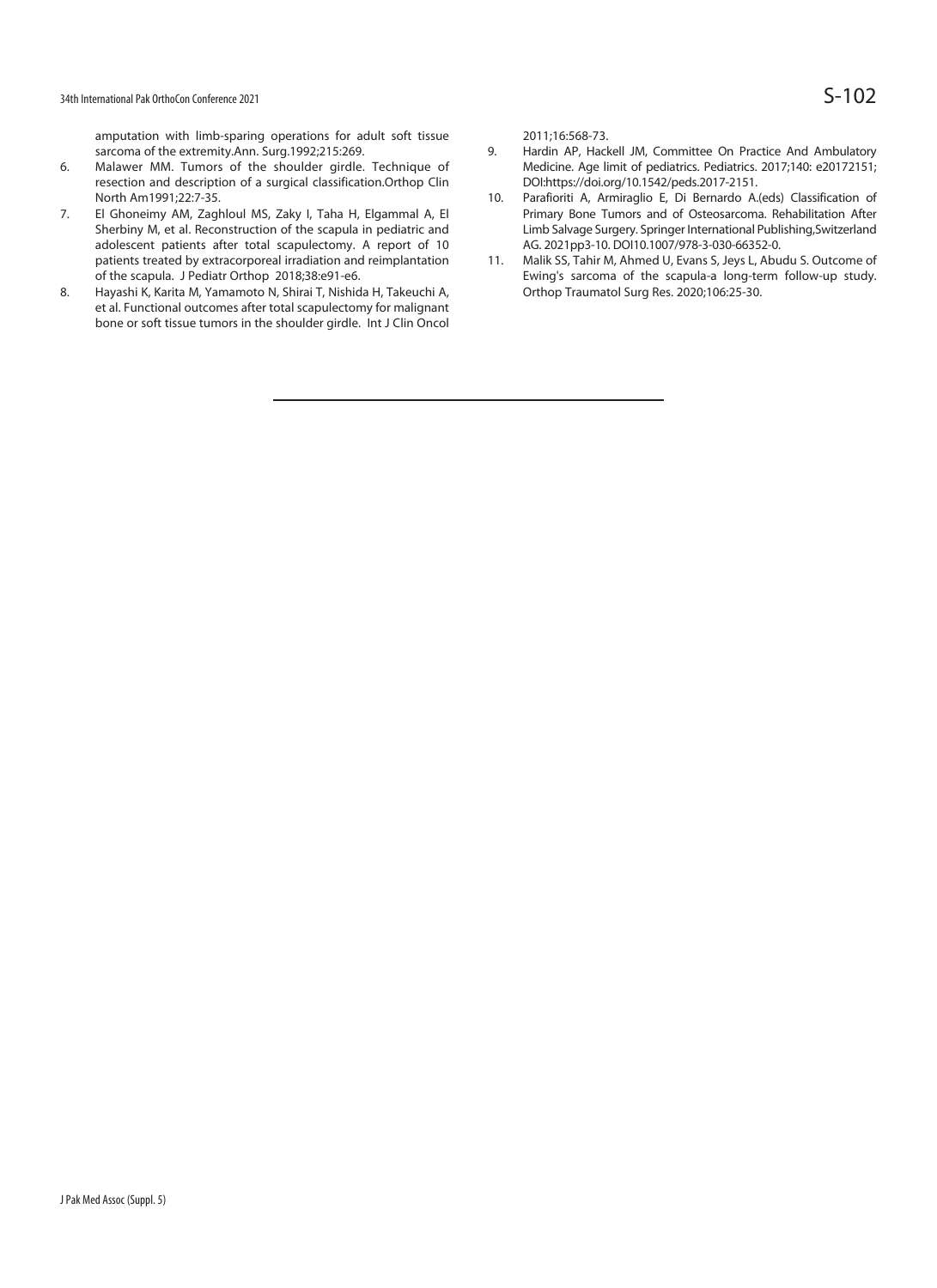amputation with limb-sparing operations for adult soft tissue sarcoma of the extremity.Ann. Surg.1992;215:269.

6. Malawer MM. Tumors of the shoulder girdle. Technique of resection and description of a surgical classification.Orthop Clin North Am1991;22:7-35.
7. El Ghoneimy AM, Zaghloul MS, Zaky I, Taha H, Elgammal A, El Sherbiny M, et al. Reconstruction of the scapula in pediatric and adolescent patients after total scapulectomy. A report of 10 patients treated by extracorporeal irradiation and reimplantation of the scapula. J Pediatr Orthop 2018;38:e91-e6.
8. Hayashi K, Karita M, Yamamoto N, Shirai T, Nishida H, Takeuchi A, et al. Functional outcomes after total scapulectomy for malignant bone or soft tissue tumors in the shoulder girdle. Int J Clin Oncol 2011;16:568-73.
9. Hardin AP, Hackell JM, Committee On Practice And Ambulatory Medicine. Age limit of pediatrics. Pediatrics. 2017;140: e20172151; DOI:https://doi.org/10.1542/peds.2017-2151.
10. Parafioriti A, Armiraglio E, Di Bernardo A.(eds) Classification of Primary Bone Tumors and of Osteosarcoma. Rehabilitation After Limb Salvage Surgery. Springer International Publishing,Switzerland AG. 2021pp3-10. DOI10.1007/978-3-030-66352-0.
11. Malik SS, Tahir M, Ahmed U, Evans S, Jeys L, Abudu S. Outcome of Ewing's sarcoma of the scapula-a long-term follow-up study. Orthop Traumatol Surg Res. 2020;106:25-30.